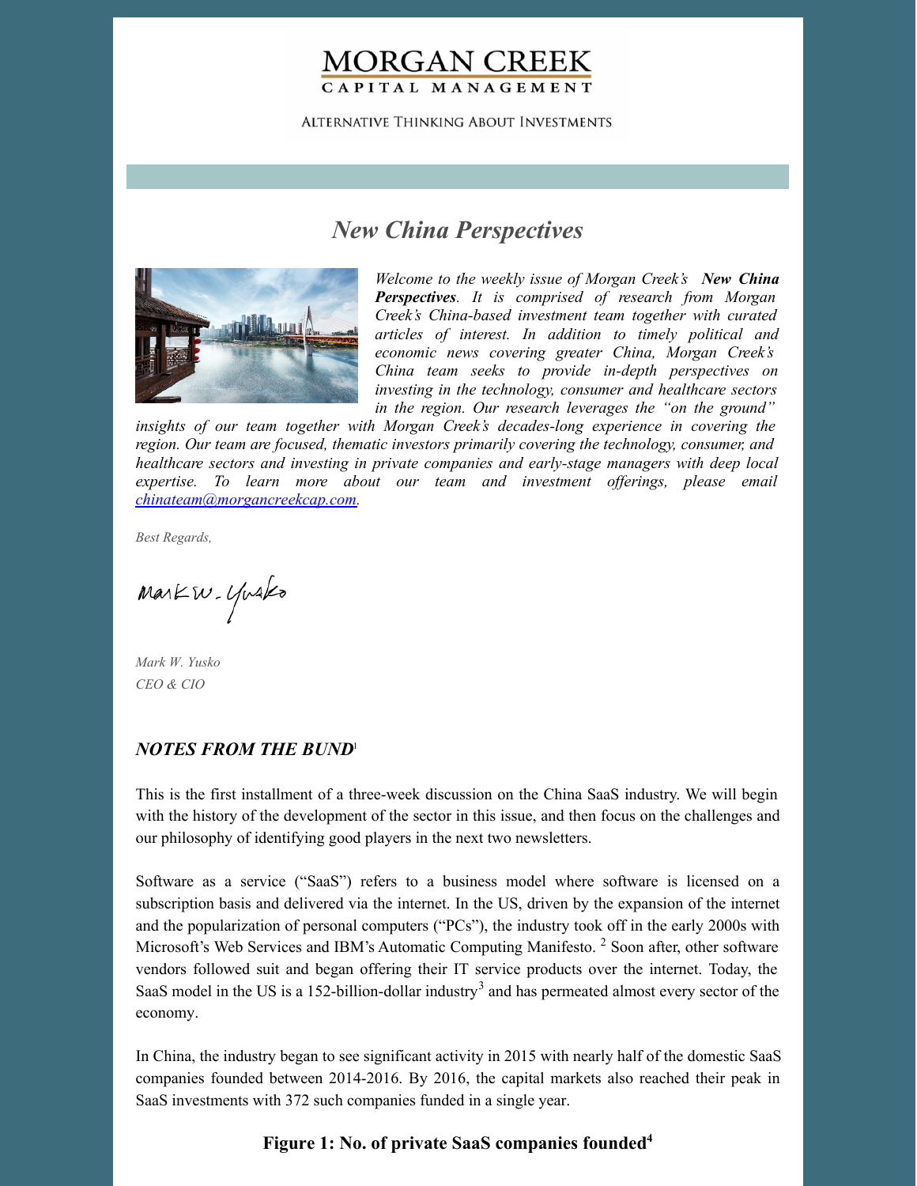# MORGAN CREEK CAPITAL MANAGEMENT

ALTERNATIVE THINKING ABOUT INVESTMENTS

## *New China Perspectives*

*Welcome to the weekly issue of Morgan Creek's* ***New China Perspectives****. It is comprised of research from Morgan Creek's China-based investment team together with curated articles of interest. In addition to timely political and economic news covering greater China, Morgan Creek's China team seeks to provide in-depth perspectives on investing in the technology, consumer and healthcare sectors in the region. Our research leverages the "on the ground" insights of our team together with Morgan Creek's decades-long experience in covering the region. Our team are focused, thematic investors primarily covering the technology, consumer, and healthcare sectors and investing in private companies and early-stage managers with deep local expertise. To learn more about our team and investment offerings, please email chinateam@morgancreekcap.com.*

*Best Regards,*

*Mark W. Yusko*
*CEO & CIO*

### *NOTES FROM THE BUND*[1]

This is the first installment of a three-week discussion on the China SaaS industry. We will begin with the history of the development of the sector in this issue, and then focus on the challenges and our philosophy of identifying good players in the next two newsletters.

Software as a service ("SaaS") refers to a business model where software is licensed on a subscription basis and delivered via the internet. In the US, driven by the expansion of the internet and the popularization of personal computers ("PCs"), the industry took off in the early 2000s with Microsoft's Web Services and IBM's Automatic Computing Manifesto.[2] Soon after, other software vendors followed suit and began offering their IT service products over the internet. Today, the SaaS model in the US is a 152-billion-dollar industry[3] and has permeated almost every sector of the economy.

In China, the industry began to see significant activity in 2015 with nearly half of the domestic SaaS companies founded between 2014-2016. By 2016, the capital markets also reached their peak in SaaS investments with 372 such companies funded in a single year.

**Figure 1: No. of private SaaS companies founded[4]**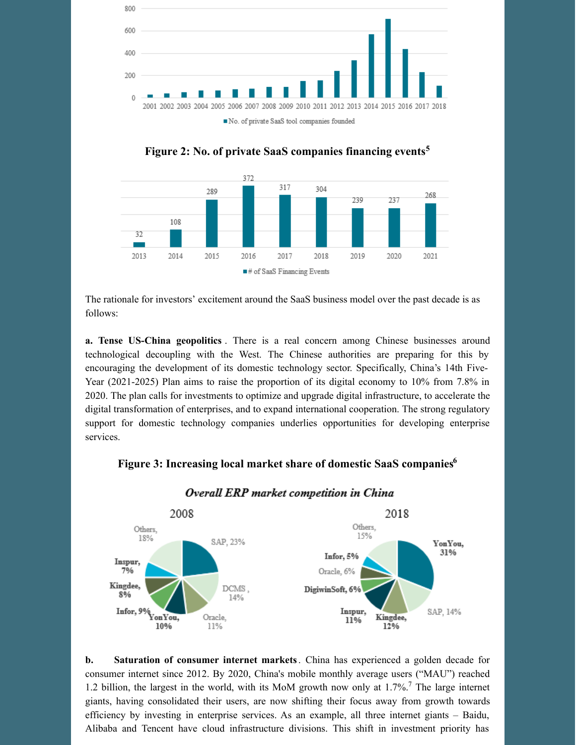**Figure 2: No. of private SaaS companies financing events[5]**

The rationale for investors' excitement around the SaaS business model over the past decade is as follows:

**a. Tense US-China geopolitics**. There is a real concern among Chinese businesses around technological decoupling with the West. The Chinese authorities are preparing for this by encouraging the development of its domestic technology sector. Specifically, China's 14th Five-Year (2021-2025) Plan aims to raise the proportion of its digital economy to 10% from 7.8% in 2020. The plan calls for investments to optimize and upgrade digital infrastructure, to accelerate the digital transformation of enterprises, and to expand international cooperation. The strong regulatory support for domestic technology companies underlies opportunities for developing enterprise services.

**Figure 3: Increasing local market share of domestic SaaS companies[6]**

**b. Saturation of consumer internet markets**. China has experienced a golden decade for consumer internet since 2012. By 2020, China's mobile monthly average users ("MAU") reached 1.2 billion, the largest in the world, with its MoM growth now only at 1.7%.[7] The large internet giants, having consolidated their users, are now shifting their focus away from growth towards efficiency by investing in enterprise services. As an example, all three internet giants – Baidu, Alibaba and Tencent have cloud infrastructure divisions. This shift in investment priority has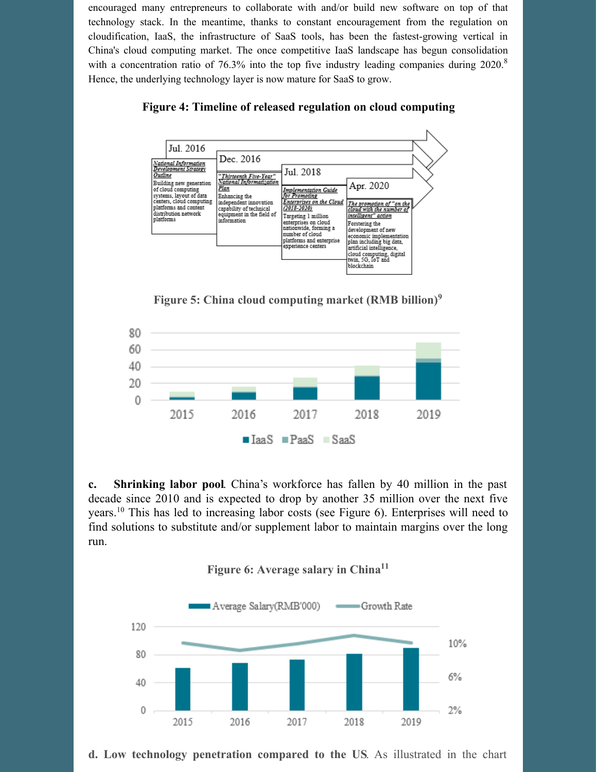encouraged many entrepreneurs to collaborate with and/or build new software on top of that technology stack. In the meantime, thanks to constant encouragement from the regulation on cloudification, IaaS, the infrastructure of SaaS tools, has been the fastest-growing vertical in China's cloud computing market. The once competitive IaaS landscape has begun consolidation with a concentration ratio of 76.3% into the top five industry leading companies during 2020.[8] Hence, the underlying technology layer is now mature for SaaS to grow.

**Figure 4: Timeline of released regulation on cloud computing**

| Jul. 2016 | Dec. 2016 | Jul. 2018 | Apr. 2020 |
|---|---|---|---|
| *National Information Development Strategy Outline* | *"Thirteenth Five-Year" National Informatization Plan* | *Implementation Guide for Promoting Enterprises on the Cloud (2018-2020)* | *The promotion of "on the cloud with the number of intelligent" action* |
| Building new generation of cloud computing systems, layout of data centers, cloud computing platforms and content distribution network platforms | Enhancing the independent innovation capability of technical equipment in the field of information | Targeting 1 million enterprises on cloud nationwide, forming a number of cloud platforms and enterprise experience centers | Forstering the development of new economic implementation plan including big data, artificial intelligence, cloud computing, digital twin, 5G, IoT and blockchain |

**Figure 5: China cloud computing market (RMB billion)[9]**

**c. Shrinking labor pool**. China's workforce has fallen by 40 million in the past decade since 2010 and is expected to drop by another 35 million over the next five years.[10] This has led to increasing labor costs (see Figure 6). Enterprises will need to find solutions to substitute and/or supplement labor to maintain margins over the long run.

**Figure 6: Average salary in China[11]**

**d. Low technology penetration compared to the US**. As illustrated in the chart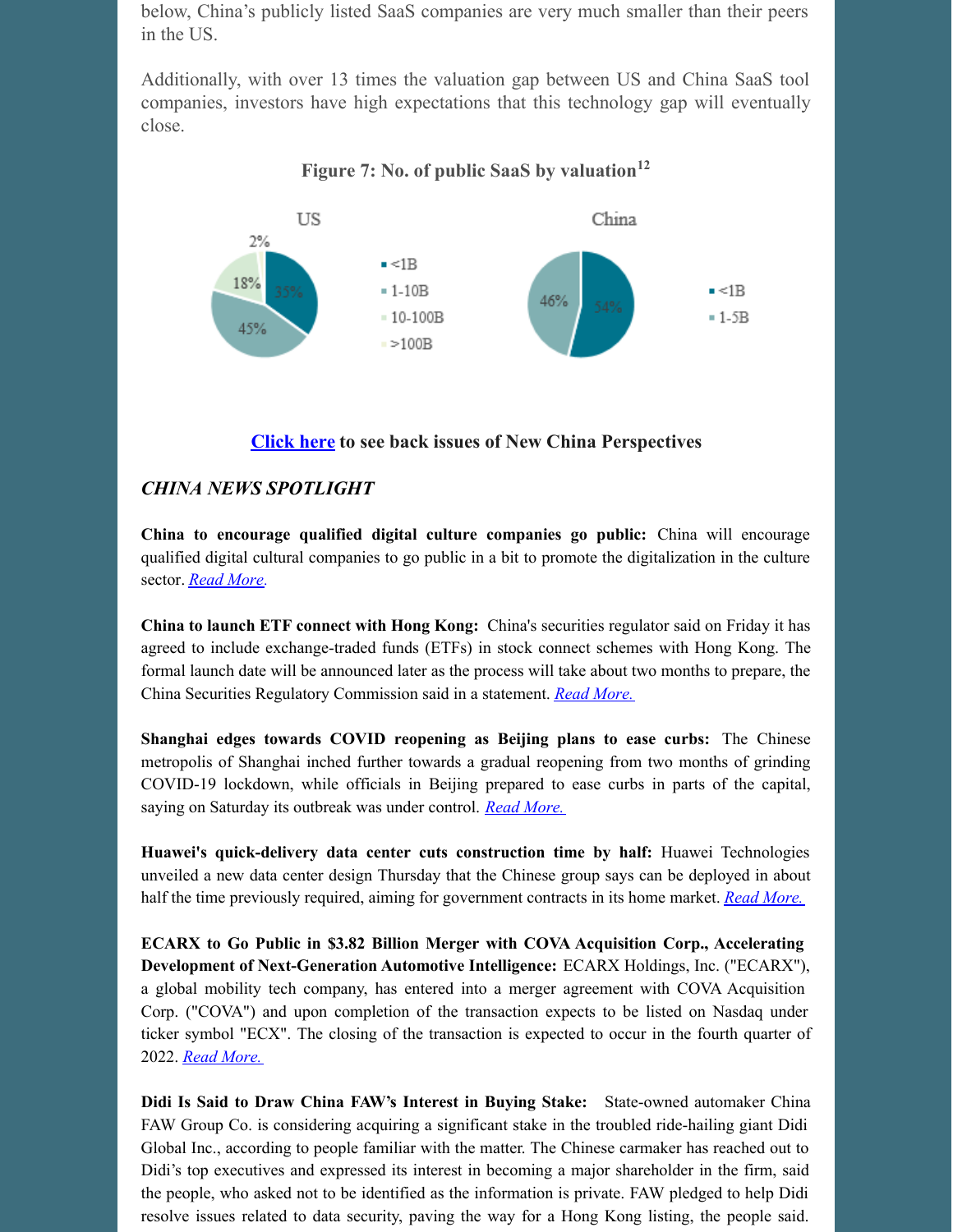below, China's publicly listed SaaS companies are very much smaller than their peers in the US.

Additionally, with over 13 times the valuation gap between US and China SaaS tool companies, investors have high expectations that this technology gap will eventually close.

**Figure 7: No. of public SaaS by valuation[12]**

| US | | China | |
|---|---|---|---|
| <1B | 35% | <1B | 54% |
| 1-10B | 45% | 1-5B | 46% |
| 10-100B | 18% | | |
| >100B | 2% | | |

**Click here to see back issues of New China Perspectives**

### *CHINA NEWS SPOTLIGHT*

**China to encourage qualified digital culture companies go public:** China will encourage qualified digital cultural companies to go public in a bit to promote the digitalization in the culture sector. *Read More.*

**China to launch ETF connect with Hong Kong:** China's securities regulator said on Friday it has agreed to include exchange-traded funds (ETFs) in stock connect schemes with Hong Kong. The formal launch date will be announced later as the process will take about two months to prepare, the China Securities Regulatory Commission said in a statement. *Read More.*

**Shanghai edges towards COVID reopening as Beijing plans to ease curbs:** The Chinese metropolis of Shanghai inched further towards a gradual reopening from two months of grinding COVID-19 lockdown, while officials in Beijing prepared to ease curbs in parts of the capital, saying on Saturday its outbreak was under control. *Read More.*

**Huawei's quick-delivery data center cuts construction time by half:** Huawei Technologies unveiled a new data center design Thursday that the Chinese group says can be deployed in about half the time previously required, aiming for government contracts in its home market. *Read More.*

**ECARX to Go Public in $3.82 Billion Merger with COVA Acquisition Corp., Accelerating Development of Next-Generation Automotive Intelligence:** ECARX Holdings, Inc. ("ECARX"), a global mobility tech company, has entered into a merger agreement with COVA Acquisition Corp. ("COVA") and upon completion of the transaction expects to be listed on Nasdaq under ticker symbol "ECX". The closing of the transaction is expected to occur in the fourth quarter of 2022. *Read More.*

**Didi Is Said to Draw China FAW's Interest in Buying Stake:** State-owned automaker China FAW Group Co. is considering acquiring a significant stake in the troubled ride-hailing giant Didi Global Inc., according to people familiar with the matter. The Chinese carmaker has reached out to Didi's top executives and expressed its interest in becoming a major shareholder in the firm, said the people, who asked not to be identified as the information is private. FAW pledged to help Didi resolve issues related to data security, paving the way for a Hong Kong listing, the people said.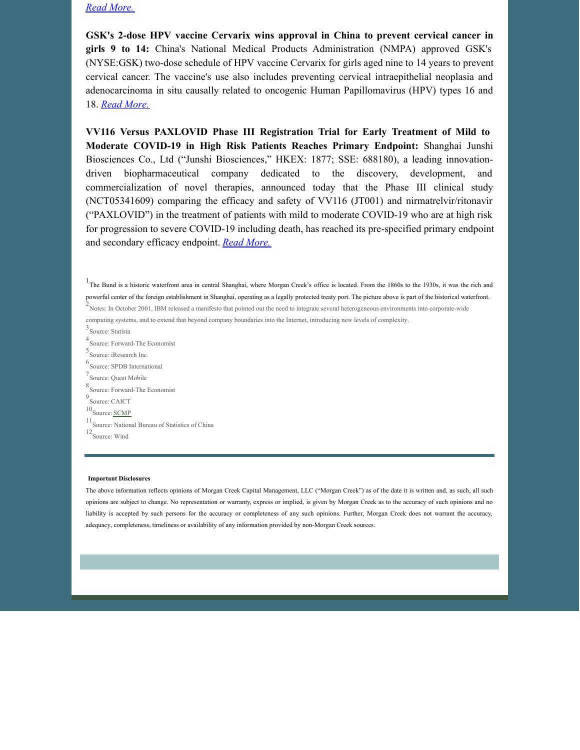*Read More.*

**GSK's 2-dose HPV vaccine Cervarix wins approval in China to prevent cervical cancer in girls 9 to 14:** China's National Medical Products Administration (NMPA) approved GSK's (NYSE:GSK) two-dose schedule of HPV vaccine Cervarix for girls aged nine to 14 years to prevent cervical cancer. The vaccine's use also includes preventing cervical intraepithelial neoplasia and adenocarcinoma in situ causally related to oncogenic Human Papillomavirus (HPV) types 16 and 18. *Read More.*

**VV116 Versus PAXLOVID Phase III Registration Trial for Early Treatment of Mild to Moderate COVID-19 in High Risk Patients Reaches Primary Endpoint:** Shanghai Junshi Biosciences Co., Ltd ("Junshi Biosciences," HKEX: 1877; SSE: 688180), a leading innovation-driven biopharmaceutical company dedicated to the discovery, development, and commercialization of novel therapies, announced today that the Phase III clinical study (NCT05341609) comparing the efficacy and safety of VV116 (JT001) and nirmatrelvir/ritonavir ("PAXLOVID") in the treatment of patients with mild to moderate COVID-19 who are at high risk for progression to severe COVID-19 including death, has reached its pre-specified primary endpoint and secondary efficacy endpoint. *Read More.*

[1] The Bund is a historic waterfront area in central Shanghai, where Morgan Creek's office is located. From the 1860s to the 1930s, it was the rich and powerful center of the foreign establishment in Shanghai, operating as a legally protected treaty port. The picture above is part of the historical waterfront.
[2] Notes: In October 2001, IBM released a manifesto that pointed out the need to integrate several heterogeneous environments into corporate-wide computing systems, and to extend that beyond company boundaries into the Internet, introducing new levels of complexity.
[3] Source: Statista
[4] Source: Forward-The Economist
[5] Source: iResearch Inc.
[6] Source: SPDB International
[7] Source: Quest Mobile
[8] Source: Forward-The Economist
[9] Source: CAICT
[10] Source: SCMP
[11] Source: National Bureau of Statistics of China
[12] Source: Wind

**Important Disclosures**

The above information reflects opinions of Morgan Creek Capital Management, LLC ("Morgan Creek") as of the date it is written and, as such, all such opinions are subject to change. No representation or warranty, express or implied, is given by Morgan Creek as to the accuracy of such opinions and no liability is accepted by such persons for the accuracy or completeness of any such opinions. Further, Morgan Creek does not warrant the accuracy, adequacy, completeness, timeliness or availability of any information provided by non-Morgan Creek sources.